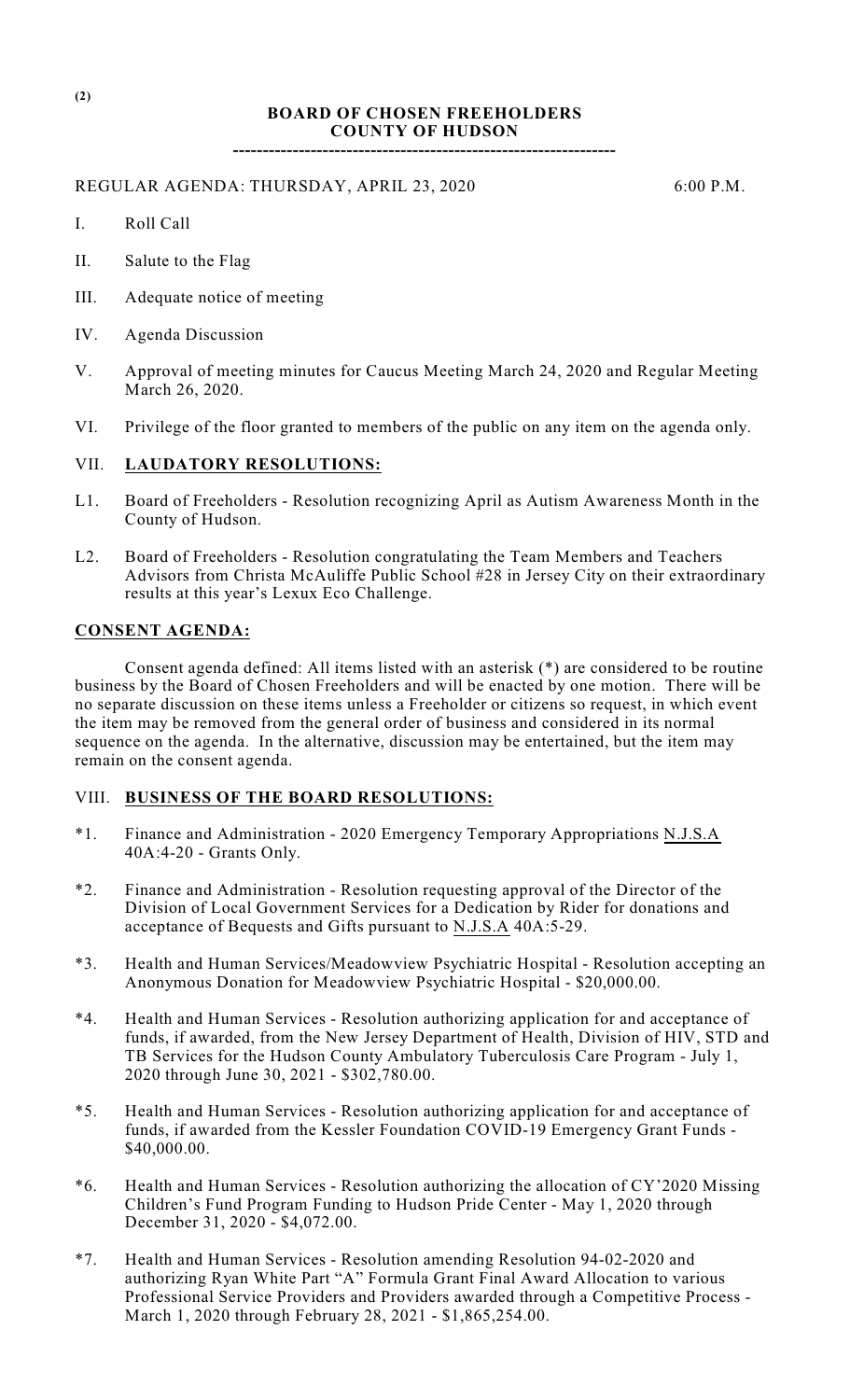**BOARD OF CHOSEN FREEHOLDERS**
**COUNTY OF HUDSON**

---

REGULAR AGENDA: THURSDAY, APRIL 23, 2020 6:00 P.M.

I. Roll Call

II. Salute to the Flag

III. Adequate notice of meeting

IV. Agenda Discussion

V. Approval of meeting minutes for Caucus Meeting March 24, 2020 and Regular Meeting March 26, 2020.

VI. Privilege of the floor granted to members of the public on any item on the agenda only.

VII. **LAUDATORY RESOLUTIONS:**

L1. Board of Freeholders - Resolution recognizing April as Autism Awareness Month in the County of Hudson.

L2. Board of Freeholders - Resolution congratulating the Team Members and Teachers Advisors from Christa McAuliffe Public School #28 in Jersey City on their extraordinary results at this year's Lexux Eco Challenge.

**CONSENT AGENDA:**

Consent agenda defined: All items listed with an asterisk (*) are considered to be routine business by the Board of Chosen Freeholders and will be enacted by one motion. There will be no separate discussion on these items unless a Freeholder or citizens so request, in which event the item may be removed from the general order of business and considered in its normal sequence on the agenda. In the alternative, discussion may be entertained, but the item may remain on the consent agenda.

VIII. **BUSINESS OF THE BOARD RESOLUTIONS:**

*1. Finance and Administration - 2020 Emergency Temporary Appropriations N.J.S.A 40A:4-20 - Grants Only.

*2. Finance and Administration - Resolution requesting approval of the Director of the Division of Local Government Services for a Dedication by Rider for donations and acceptance of Bequests and Gifts pursuant to N.J.S.A 40A:5-29.

*3. Health and Human Services/Meadowview Psychiatric Hospital - Resolution accepting an Anonymous Donation for Meadowview Psychiatric Hospital - $20,000.00.

*4. Health and Human Services - Resolution authorizing application for and acceptance of funds, if awarded, from the New Jersey Department of Health, Division of HIV, STD and TB Services for the Hudson County Ambulatory Tuberculosis Care Program - July 1, 2020 through June 30, 2021 - $302,780.00.

*5. Health and Human Services - Resolution authorizing application for and acceptance of funds, if awarded from the Kessler Foundation COVID-19 Emergency Grant Funds - $40,000.00.

*6. Health and Human Services - Resolution authorizing the allocation of CY'2020 Missing Children's Fund Program Funding to Hudson Pride Center - May 1, 2020 through December 31, 2020 - $4,072.00.

*7. Health and Human Services - Resolution amending Resolution 94-02-2020 and authorizing Ryan White Part "A" Formula Grant Final Award Allocation to various Professional Service Providers and Providers awarded through a Competitive Process - March 1, 2020 through February 28, 2021 - $1,865,254.00.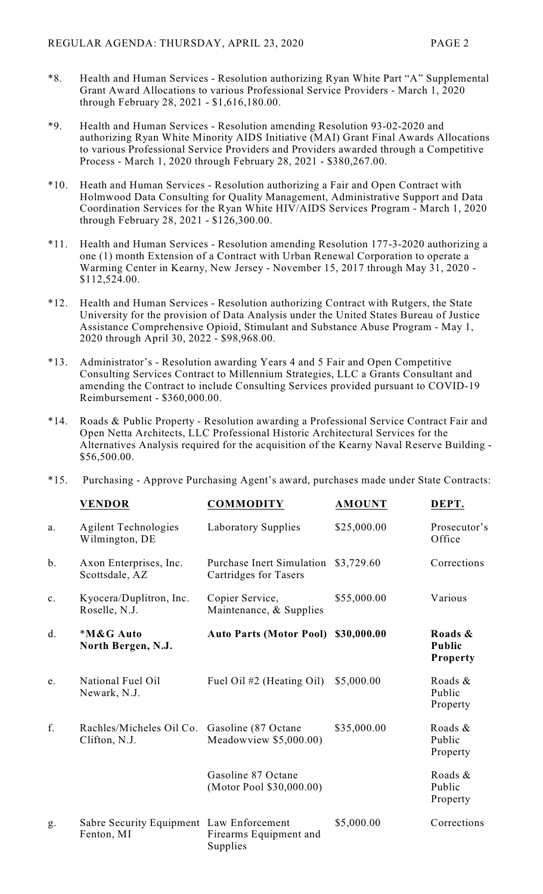*8. Health and Human Services - Resolution authorizing Ryan White Part "A" Supplemental Grant Award Allocations to various Professional Service Providers - March 1, 2020 through February 28, 2021 - $1,616,180.00.

*9. Health and Human Services - Resolution amending Resolution 93-02-2020 and authorizing Ryan White Minority AIDS Initiative (MAI) Grant Final Awards Allocations to various Professional Service Providers and Providers awarded through a Competitive Process - March 1, 2020 through February 28, 2021 - $380,267.00.

*10. Heath and Human Services - Resolution authorizing a Fair and Open Contract with Holmwood Data Consulting for Quality Management, Administrative Support and Data Coordination Services for the Ryan White HIV/AIDS Services Program - March 1, 2020 through February 28, 2021 - $126,300.00.

*11. Health and Human Services - Resolution amending Resolution 177-3-2020 authorizing a one (1) month Extension of a Contract with Urban Renewal Corporation to operate a Warming Center in Kearny, New Jersey - November 15, 2017 through May 31, 2020 - $112,524.00.

*12. Health and Human Services - Resolution authorizing Contract with Rutgers, the State University for the provision of Data Analysis under the United States Bureau of Justice Assistance Comprehensive Opioid, Stimulant and Substance Abuse Program - May 1, 2020 through April 30, 2022 - $98,968.00.

*13. Administrator's - Resolution awarding Years 4 and 5 Fair and Open Competitive Consulting Services Contract to Millennium Strategies, LLC a Grants Consultant and amending the Contract to include Consulting Services provided pursuant to COVID-19 Reimbursement - $360,000.00.

*14. Roads & Public Property - Resolution awarding a Professional Service Contract Fair and Open Netta Architects, LLC Professional Historic Architectural Services for the Alternatives Analysis required for the acquisition of the Kearny Naval Reserve Building - $56,500.00.

*15. Purchasing - Approve Purchasing Agent's award, purchases made under State Contracts:

| | VENDOR | COMMODITY | AMOUNT | DEPT. |
|---|---|---|---|---|
| a. | Agilent Technologies Wilmington, DE | Laboratory Supplies | $25,000.00 | Prosecutor's Office |
| b. | Axon Enterprises, Inc. Scottsdale, AZ | Purchase Inert Simulation Cartridges for Tasers | $3,729.60 | Corrections |
| c. | Kyocera/Duplitron, Inc. Roselle, N.J. | Copier Service, Maintenance, & Supplies | $55,000.00 | Various |
| d. | **\*M&G Auto North Bergen, N.J.** | **Auto Parts (Motor Pool)** | **$30,000.00** | **Roads & Public Property** |
| e. | National Fuel Oil Newark, N.J. | Fuel Oil #2 (Heating Oil) | $5,000.00 | Roads & Public Property |
| f. | Rachles/Micheles Oil Co. Clifton, N.J. | Gasoline (87 Octane Meadowview $5,000.00) | $35,000.00 | Roads & Public Property |
| | | Gasoline 87 Octane (Motor Pool $30,000.00) | | Roads & Public Property |
| g. | Sabre Security Equipment Fenton, MI | Law Enforcement Firearms Equipment and Supplies | $5,000.00 | Corrections |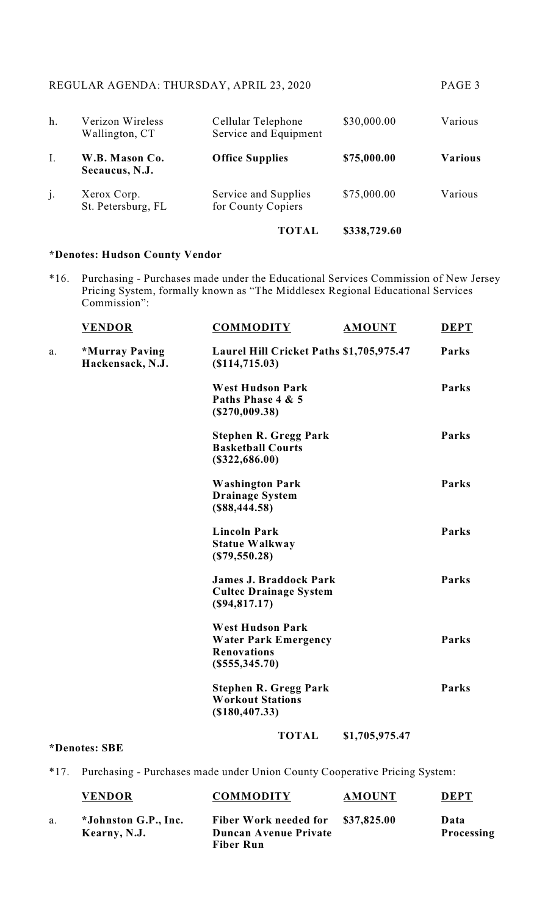REGULAR AGENDA: THURSDAY, APRIL 23, 2020

| | | | | |
|---|---|---|---|---|
| h. | Verizon Wireless Wallington, CT | Cellular Telephone Service and Equipment | $30,000.00 | Various |
| I. | **W.B. Mason Co. Secaucus, N.J.** | **Office Supplies** | **$75,000.00** | **Various** |
| j. | Xerox Corp. St. Petersburg, FL | Service and Supplies for County Copiers | $75,000.00 | Various |
| | | **TOTAL** | **$338,729.60** | |

**\*Denotes: Hudson County Vendor**

*16. Purchasing - Purchases made under the Educational Services Commission of New Jersey Pricing System, formally known as "The Middlesex Regional Educational Services Commission":

| | VENDOR | COMMODITY | AMOUNT | DEPT |
|---|---|---|---|---|
| a. | **\*Murray Paving Hackensack, N.J.** | **Laurel Hill Cricket Paths ($114,715.03)** | **$1,705,975.47** | **Parks** |
| | | **West Hudson Park Paths Phase 4 & 5 ($270,009.38)** | | **Parks** |
| | | **Stephen R. Gregg Park Basketball Courts ($322,686.00)** | | **Parks** |
| | | **Washington Park Drainage System ($88,444.58)** | | **Parks** |
| | | **Lincoln Park Statue Walkway ($79,550.28)** | | **Parks** |
| | | **James J. Braddock Park Cultec Drainage System ($94,817.17)** | | **Parks** |
| | | **West Hudson Park Water Park Emergency Renovations ($555,345.70)** | | **Parks** |
| | | **Stephen R. Gregg Park Workout Stations ($180,407.33)** | | **Parks** |
| | | **TOTAL** | **$1,705,975.47** | |

**\*Denotes: SBE**

*17. Purchasing - Purchases made under Union County Cooperative Pricing System:

| | VENDOR | COMMODITY | AMOUNT | DEPT |
|---|---|---|---|---|
| a. | **\*Johnston G.P., Inc. Kearny, N.J.** | **Fiber Work needed for Duncan Avenue Private Fiber Run** | **$37,825.00** | **Data Processing** |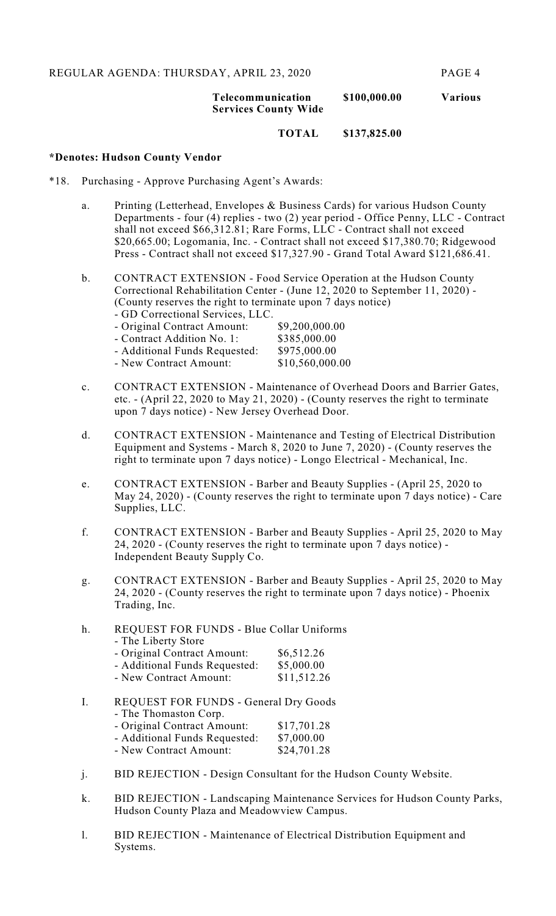| | | |
|---|---|---|
| **Telecommunication Services County Wide** | **$100,000.00** | **Various** |
| **TOTAL** | **$137,825.00** | |

**\*Denotes: Hudson County Vendor**

*18. Purchasing - Approve Purchasing Agent's Awards:

a. Printing (Letterhead, Envelopes & Business Cards) for various Hudson County Departments - four (4) replies - two (2) year period - Office Penny, LLC - Contract shall not exceed $66,312.81; Rare Forms, LLC - Contract shall not exceed $20,665.00; Logomania, Inc. - Contract shall not exceed $17,380.70; Ridgewood Press - Contract shall not exceed $17,327.90 - Grand Total Award $121,686.41.

b. CONTRACT EXTENSION - Food Service Operation at the Hudson County Correctional Rehabilitation Center - (June 12, 2020 to September 11, 2020) - (County reserves the right to terminate upon 7 days notice)
- GD Correctional Services, LLC.
- Original Contract Amount: $9,200,000.00
- Contract Addition No. 1: $385,000.00
- Additional Funds Requested: $975,000.00
- New Contract Amount: $10,560,000.00

c. CONTRACT EXTENSION - Maintenance of Overhead Doors and Barrier Gates, etc. - (April 22, 2020 to May 21, 2020) - (County reserves the right to terminate upon 7 days notice) - New Jersey Overhead Door.

d. CONTRACT EXTENSION - Maintenance and Testing of Electrical Distribution Equipment and Systems - March 8, 2020 to June 7, 2020) - (County reserves the right to terminate upon 7 days notice) - Longo Electrical - Mechanical, Inc.

e. CONTRACT EXTENSION - Barber and Beauty Supplies - (April 25, 2020 to May 24, 2020) - (County reserves the right to terminate upon 7 days notice) - Care Supplies, LLC.

f. CONTRACT EXTENSION - Barber and Beauty Supplies - April 25, 2020 to May 24, 2020 - (County reserves the right to terminate upon 7 days notice) - Independent Beauty Supply Co.

g. CONTRACT EXTENSION - Barber and Beauty Supplies - April 25, 2020 to May 24, 2020 - (County reserves the right to terminate upon 7 days notice) - Phoenix Trading, Inc.

h. REQUEST FOR FUNDS - Blue Collar Uniforms
- The Liberty Store
- Original Contract Amount: $6,512.26
- Additional Funds Requested: $5,000.00
- New Contract Amount: $11,512.26

I. REQUEST FOR FUNDS - General Dry Goods
- The Thomaston Corp.
- Original Contract Amount: $17,701.28
- Additional Funds Requested: $7,000.00
- New Contract Amount: $24,701.28

j. BID REJECTION - Design Consultant for the Hudson County Website.

k. BID REJECTION - Landscaping Maintenance Services for Hudson County Parks, Hudson County Plaza and Meadowview Campus.

l. BID REJECTION - Maintenance of Electrical Distribution Equipment and Systems.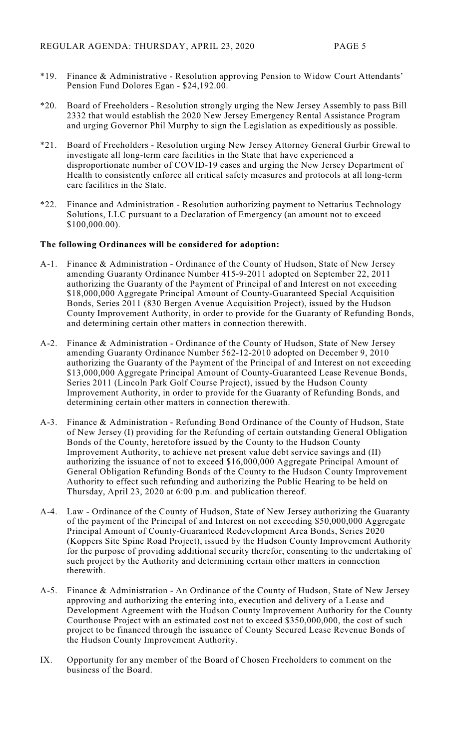*19. Finance & Administrative - Resolution approving Pension to Widow Court Attendants' Pension Fund Dolores Egan - $24,192.00.

*20. Board of Freeholders - Resolution strongly urging the New Jersey Assembly to pass Bill 2332 that would establish the 2020 New Jersey Emergency Rental Assistance Program and urging Governor Phil Murphy to sign the Legislation as expeditiously as possible.

*21. Board of Freeholders - Resolution urging New Jersey Attorney General Gurbir Grewal to investigate all long-term care facilities in the State that have experienced a disproportionate number of COVID-19 cases and urging the New Jersey Department of Health to consistently enforce all critical safety measures and protocols at all long-term care facilities in the State.

*22. Finance and Administration - Resolution authorizing payment to Nettarius Technology Solutions, LLC pursuant to a Declaration of Emergency (an amount not to exceed $100,000.00).

**The following Ordinances will be considered for adoption:**

A-1. Finance & Administration - Ordinance of the County of Hudson, State of New Jersey amending Guaranty Ordinance Number 415-9-2011 adopted on September 22, 2011 authorizing the Guaranty of the Payment of Principal of and Interest on not exceeding $18,000,000 Aggregate Principal Amount of County-Guaranteed Special Acquisition Bonds, Series 2011 (830 Bergen Avenue Acquisition Project), issued by the Hudson County Improvement Authority, in order to provide for the Guaranty of Refunding Bonds, and determining certain other matters in connection therewith.

A-2. Finance & Administration - Ordinance of the County of Hudson, State of New Jersey amending Guaranty Ordinance Number 562-12-2010 adopted on December 9, 2010 authorizing the Guaranty of the Payment of the Principal of and Interest on not exceeding $13,000,000 Aggregate Principal Amount of County-Guaranteed Lease Revenue Bonds, Series 2011 (Lincoln Park Golf Course Project), issued by the Hudson County Improvement Authority, in order to provide for the Guaranty of Refunding Bonds, and determining certain other matters in connection therewith.

A-3. Finance & Administration - Refunding Bond Ordinance of the County of Hudson, State of New Jersey (I) providing for the Refunding of certain outstanding General Obligation Bonds of the County, heretofore issued by the County to the Hudson County Improvement Authority, to achieve net present value debt service savings and (II) authorizing the issuance of not to exceed $16,000,000 Aggregate Principal Amount of General Obligation Refunding Bonds of the County to the Hudson County Improvement Authority to effect such refunding and authorizing the Public Hearing to be held on Thursday, April 23, 2020 at 6:00 p.m. and publication thereof.

A-4. Law - Ordinance of the County of Hudson, State of New Jersey authorizing the Guaranty of the payment of the Principal of and Interest on not exceeding $50,000,000 Aggregate Principal Amount of County-Guaranteed Redevelopment Area Bonds, Series 2020 (Koppers Site Spine Road Project), issued by the Hudson County Improvement Authority for the purpose of providing additional security therefor, consenting to the undertaking of such project by the Authority and determining certain other matters in connection therewith.

A-5. Finance & Administration - An Ordinance of the County of Hudson, State of New Jersey approving and authorizing the entering into, execution and delivery of a Lease and Development Agreement with the Hudson County Improvement Authority for the County Courthouse Project with an estimated cost not to exceed $350,000,000, the cost of such project to be financed through the issuance of County Secured Lease Revenue Bonds of the Hudson County Improvement Authority.

IX. Opportunity for any member of the Board of Chosen Freeholders to comment on the business of the Board.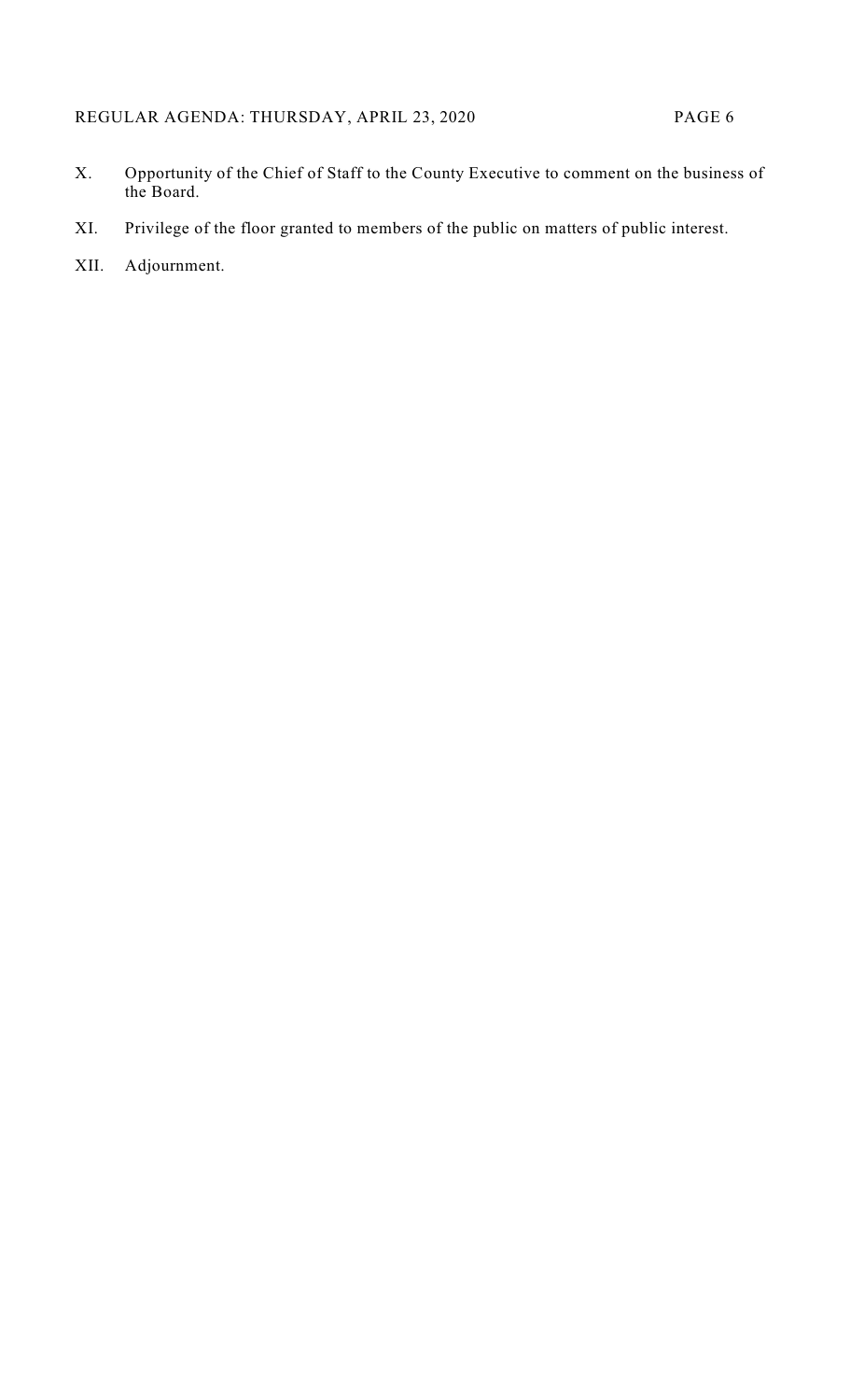X. Opportunity of the Chief of Staff to the County Executive to comment on the business of the Board.

XI. Privilege of the floor granted to members of the public on matters of public interest.

XII. Adjournment.